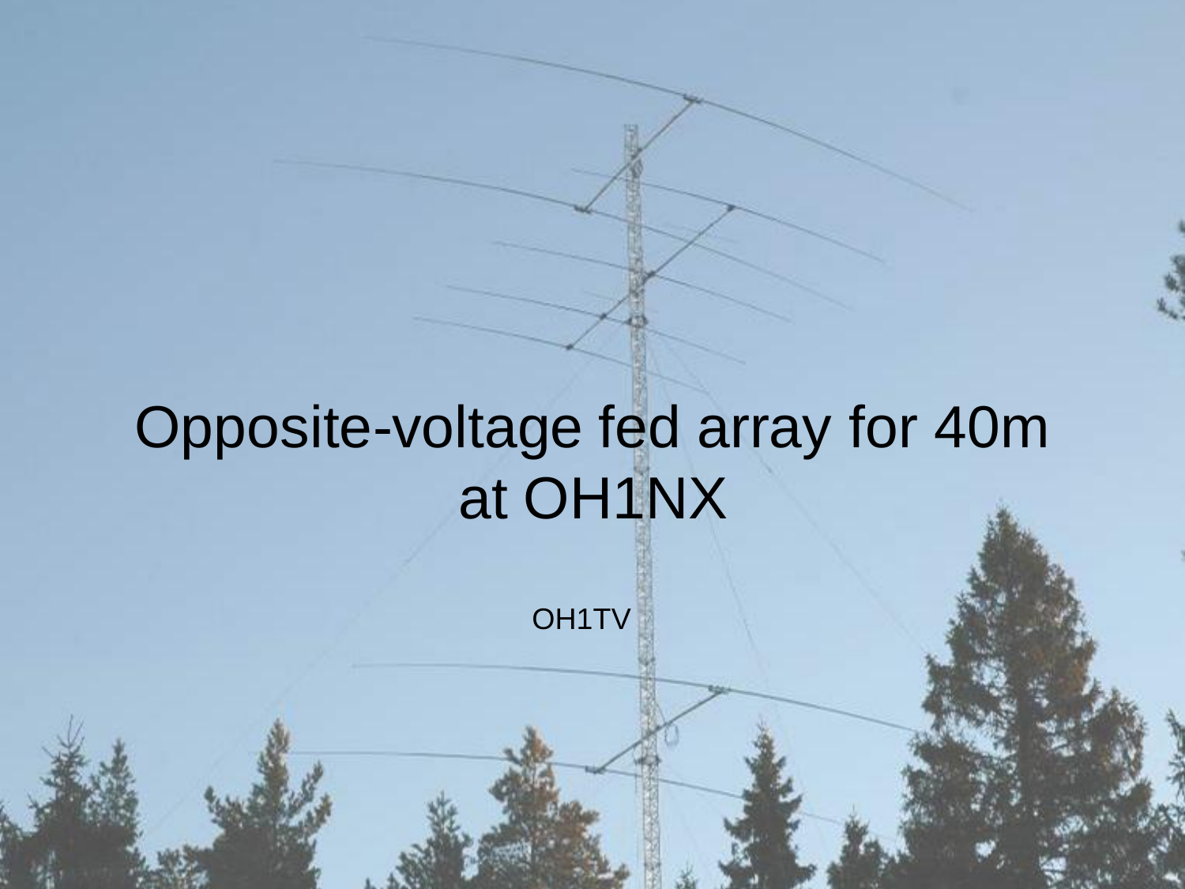# Opposite-voltage fed array for 40m at OH1NX

OH1TV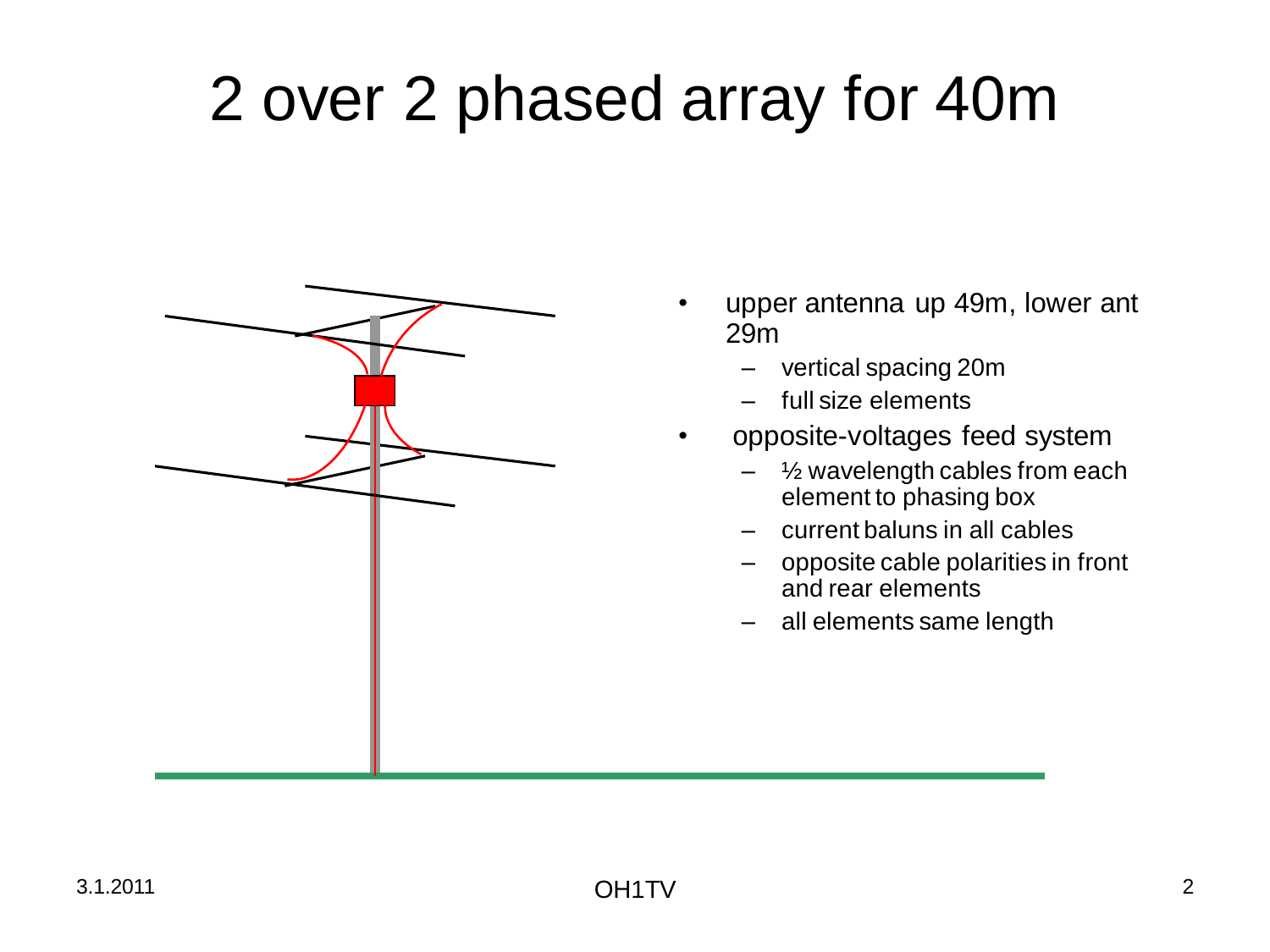# 2 over 2 phased array for 40m

- upper antenna up 49m, lower ant 29m
  - vertical spacing 20m
  - full size elements
- opposite-voltages feed system
  - ½ wavelength cables from each element to phasing box
  - current baluns in all cables
  - opposite cable polarities in front and rear elements
  - all elements same length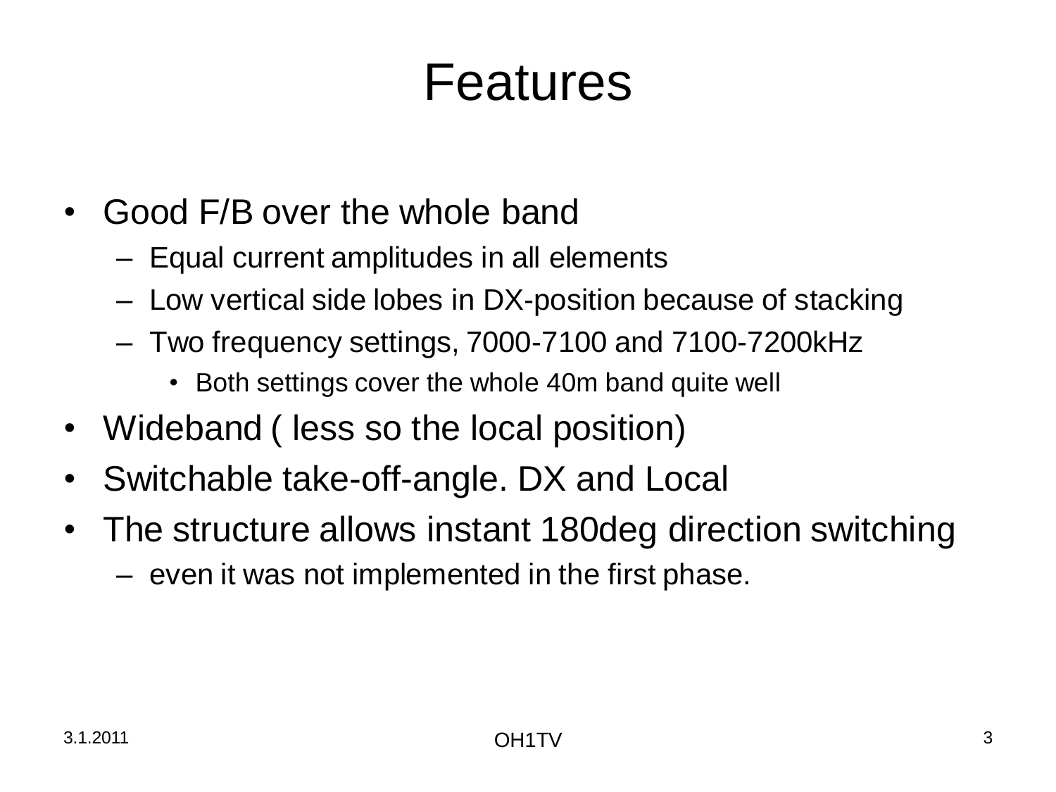# Features

- Good F/B over the whole band
  - Equal current amplitudes in all elements
  - Low vertical side lobes in DX-position because of stacking
  - Two frequency settings, 7000-7100 and 7100-7200kHz
    - Both settings cover the whole 40m band quite well
- Wideband ( less so the local position)
- Switchable take-off-angle. DX and Local
- The structure allows instant 180deg direction switching
  - even it was not implemented in the first phase.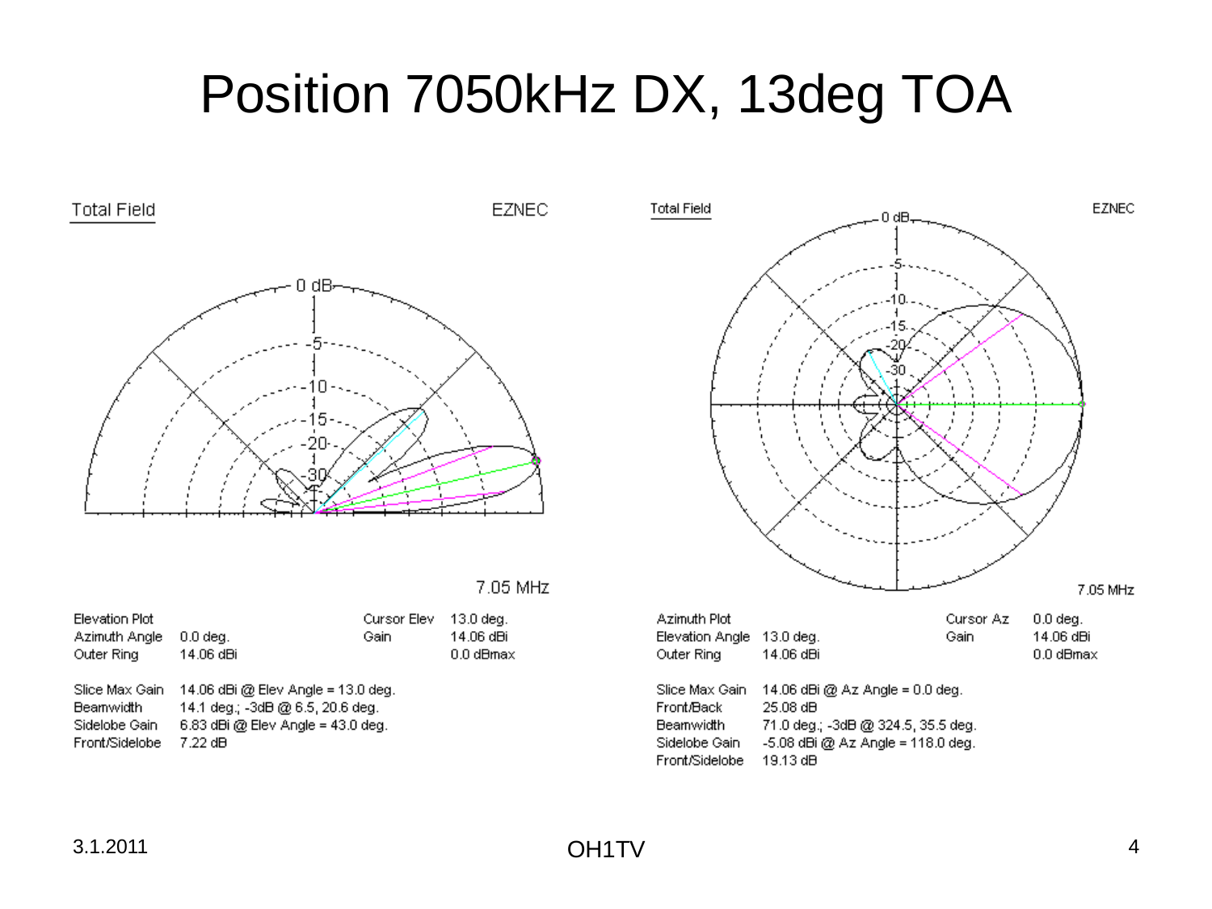# Position 7050kHz DX, 13deg TOA

Total Field EZNEC

7.05 MHz

| Elevation Plot | | Cursor Elev | 13.0 deg. |
|---|---|---|---|
| Azimuth Angle | 0.0 deg. | Gain | 14.06 dBi |
| Outer Ring | 14.06 dBi | | 0.0 dBmax |

Slice Max Gain 14.06 dBi @ Elev Angle = 13.0 deg.
Beamwidth 14.1 deg.; -3dB @ 6.5, 20.6 deg.
Sidelobe Gain 6.83 dBi @ Elev Angle = 43.0 deg.
Front/Sidelobe 7.22 dB

Total Field EZNEC

7.05 MHz

| Azimuth Plot | | Cursor Az | 0.0 deg. |
|---|---|---|---|
| Elevation Angle | 13.0 deg. | Gain | 14.06 dBi |
| Outer Ring | 14.06 dBi | | 0.0 dBmax |

Slice Max Gain 14.06 dBi @ Az Angle = 0.0 deg.
Front/Back 25.08 dB
Beamwidth 71.0 deg.; -3dB @ 324.5, 35.5 deg.
Sidelobe Gain -5.08 dBi @ Az Angle = 118.0 deg.
Front/Sidelobe 19.13 dB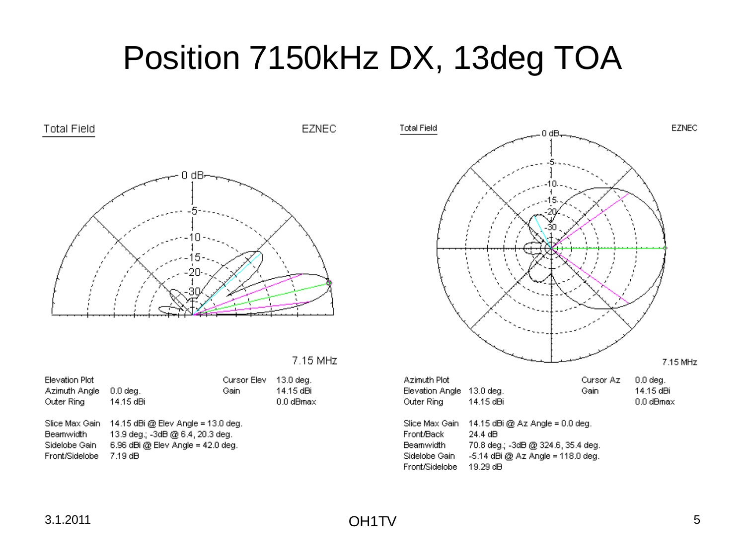# Position 7150kHz DX, 13deg TOA

Total Field EZNEC

7.15 MHz

| Elevation Plot | | Cursor Elev | 13.0 deg. |
|---|---|---|---|
| Azimuth Angle | 0.0 deg. | Gain | 14.15 dBi |
| Outer Ring | 14.15 dBi | | 0.0 dBmax |

Slice Max Gain 14.15 dBi @ Elev Angle = 13.0 deg.
Beamwidth 13.9 deg.; -3dB @ 6.4, 20.3 deg.
Sidelobe Gain 6.96 dBi @ Elev Angle = 42.0 deg.
Front/Sidelobe 7.19 dB

Total Field EZNEC

7.15 MHz

| Azimuth Plot | | Cursor Az | 0.0 deg. |
|---|---|---|---|
| Elevation Angle | 13.0 deg. | Gain | 14.15 dBi |
| Outer Ring | 14.15 dBi | | 0.0 dBmax |

Slice Max Gain 14.15 dBi @ Az Angle = 0.0 deg.
Front/Back 24.4 dB
Beamwidth 70.8 deg.; -3dB @ 324.6, 35.4 deg.
Sidelobe Gain -5.14 dBi @ Az Angle = 118.0 deg.
Front/Sidelobe 19.29 dB

3.1.2011 OH1TV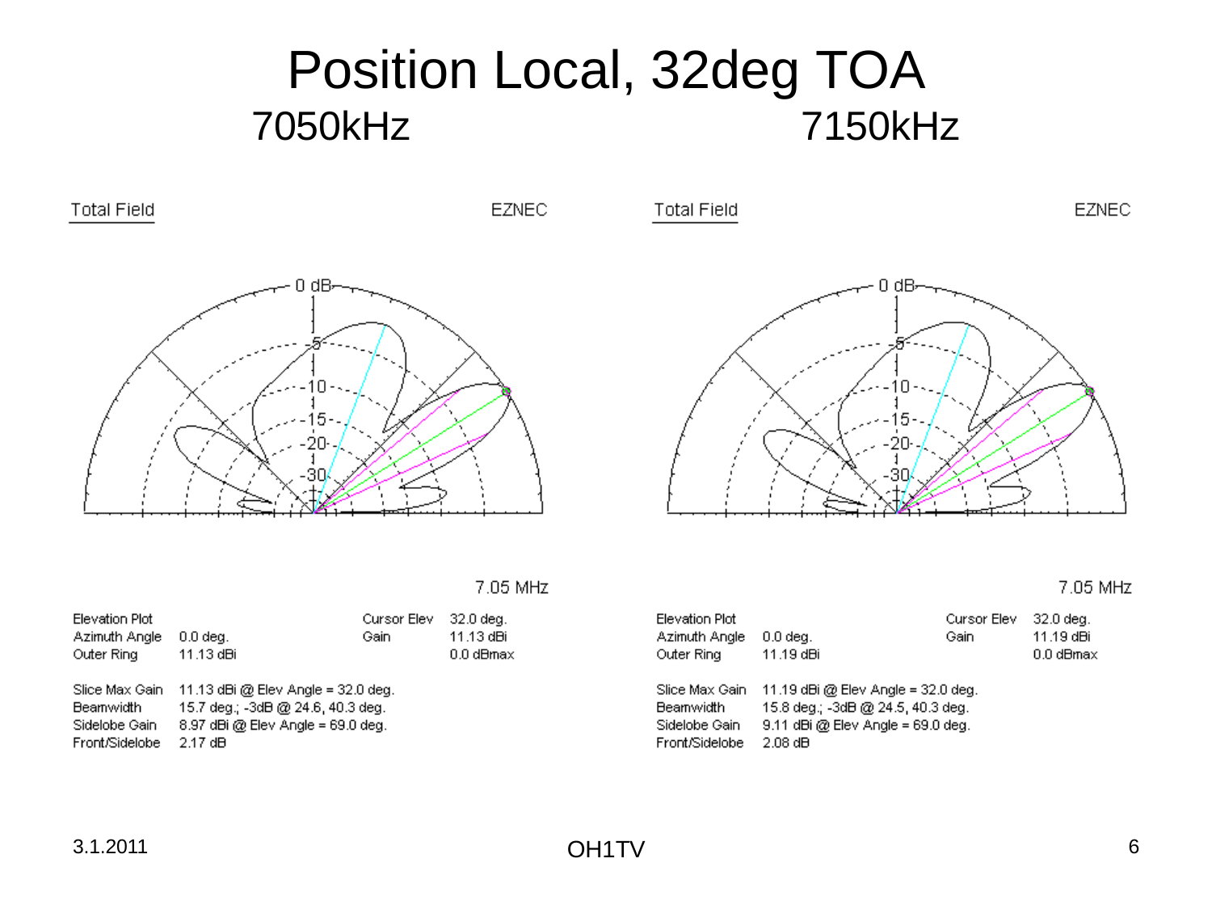# Position Local, 32deg TOA

## 7050kHz

Total Field — EZNEC

7.05 MHz

| Elevation Plot | | Cursor Elev | 32.0 deg. |
|---|---|---|---|
| Azimuth Angle | 0.0 deg. | Gain | 11.13 dBi |
| Outer Ring | 11.13 dBi | | 0.0 dBmax |

| | |
|---|---|
| Slice Max Gain | 11.13 dBi @ Elev Angle = 32.0 deg. |
| Beamwidth | 15.7 deg.; -3dB @ 24.6, 40.3 deg. |
| Sidelobe Gain | 8.97 dBi @ Elev Angle = 69.0 deg. |
| Front/Sidelobe | 2.17 dB |

## 7150kHz

Total Field — EZNEC

7.05 MHz

| Elevation Plot | | Cursor Elev | 32.0 deg. |
|---|---|---|---|
| Azimuth Angle | 0.0 deg. | Gain | 11.19 dBi |
| Outer Ring | 11.19 dBi | | 0.0 dBmax |

| | |
|---|---|
| Slice Max Gain | 11.19 dBi @ Elev Angle = 32.0 deg. |
| Beamwidth | 15.8 deg.; -3dB @ 24.5, 40.3 deg. |
| Sidelobe Gain | 9.11 dBi @ Elev Angle = 69.0 deg. |
| Front/Sidelobe | 2.08 dB |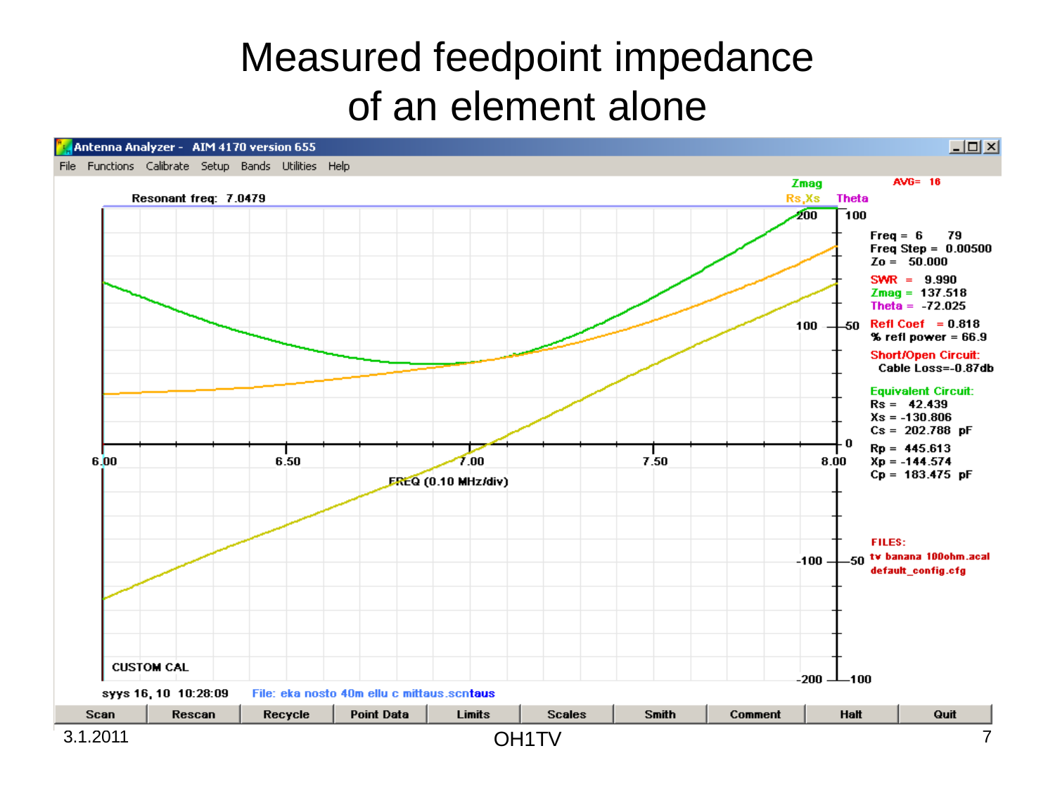# Measured feedpoint impedance of an element alone

Antenna Analyzer - AIM 4170 version 655

File Functions Calibrate Setup Bands Utilities Help

Resonant freq: 7.0479

Zmag | Rs,Xs | Theta | AVG= 16

Freq = 6 79
Freq Step = 0.00500
Zo = 50.000

SWR = 9.990
Zmag = 137.518
Theta = -72.025

Refl Coef = 0.818
% refl power = 66.9

Short/Open Circuit:
Cable Loss=-0.87db

Equivalent Circuit:
Rs = 42.439
Xs = -130.806
Cs = 202.788 pF
Rp = 445.613
Xp = -144.574
Cp = 183.475 pF

FILES:
tv banana 100ohm.acal
default_config.cfg

FREQ (0.10 MHz/div)

CUSTOM CAL

syys 16, 10 10:28:09 File: eka nosto 40m ellu c mittaus.scntaus

Scan | Rescan | Recycle | Point Data | Limits | Scales | Smith | Comment | Halt | Quit

3.1.2011 OH1TV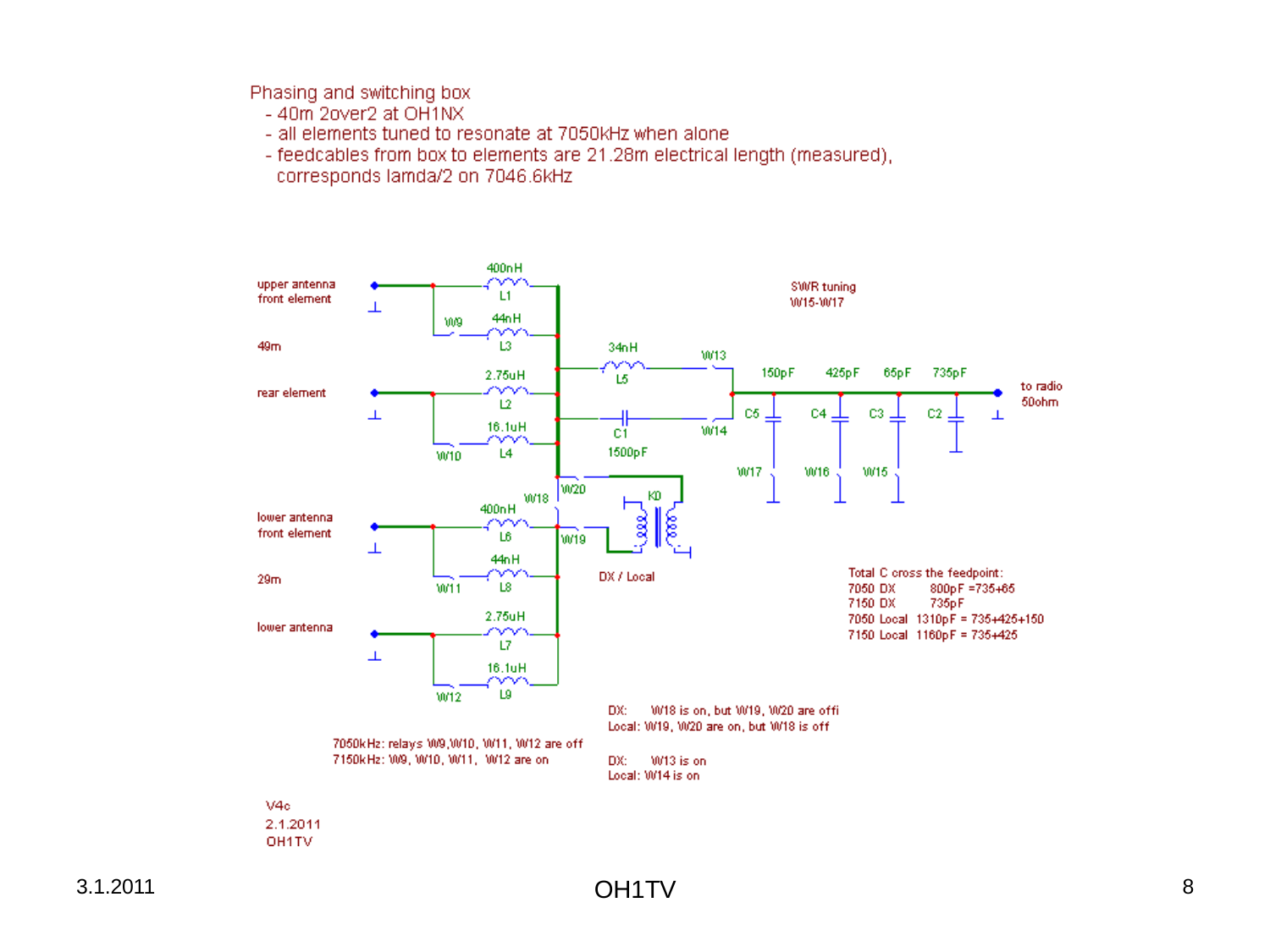Phasing and switching box

- 40m 2over2 at OH1NX
- all elements tuned to resonate at 7050kHz when alone
- feedcables from box to elements are 21.28m electrical length (measured), corresponds lamda/2 on 7046.6kHz

upper antenna front element

49m

rear element

lower antenna front element

29m

lower antenna

400nH L1

W9 44nH L3

2.75uH L2

W10 16.1uH L4

34nH L5

C1 1500pF

W13

W14

SWR tuning W15-W17

150pF 425pF 65pF 735pF

C5 C4 C3 C2

W17 W16 W15

to radio 50ohm

W20

K0

W18

400nH L6

W19

DX / Local

W11 44nH L8

2.75uH L7

W12 16.1uH L9

Total C cross the feedpoint:

| | | |
|---|---|---|
| 7050 DX | 800pF | =735+65 |
| 7150 DX | 735pF | |
| 7050 Local | 1310pF | = 735+425+150 |
| 7150 Local | 1160pF | = 735+425 |

DX: W18 is on, but W19, W20 are off

Local: W19, W20 are on, but W18 is off

DX: W13 is on

Local: W14 is on

7050kHz: relays W9,W10, W11, W12 are off

7150kHz: W9, W10, W11, W12 are on

V4c

2.1.2011

OH1TV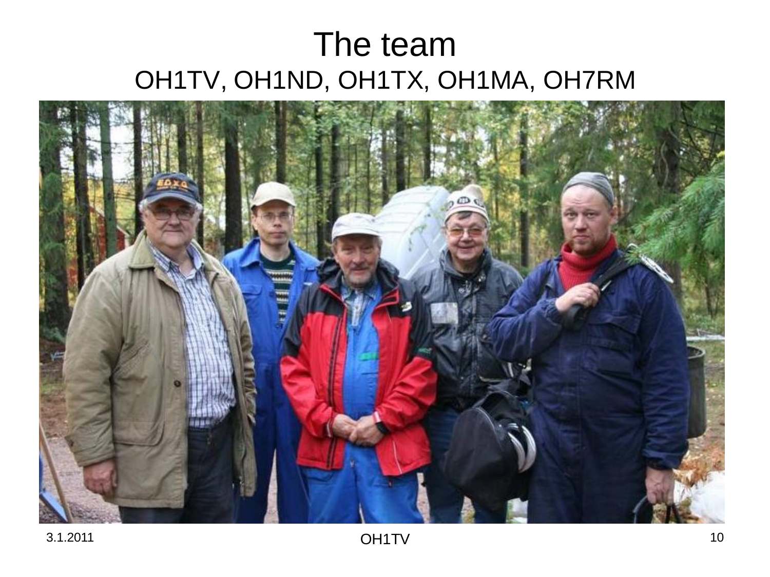# The team

OH1TV, OH1ND, OH1TX, OH1MA, OH7RM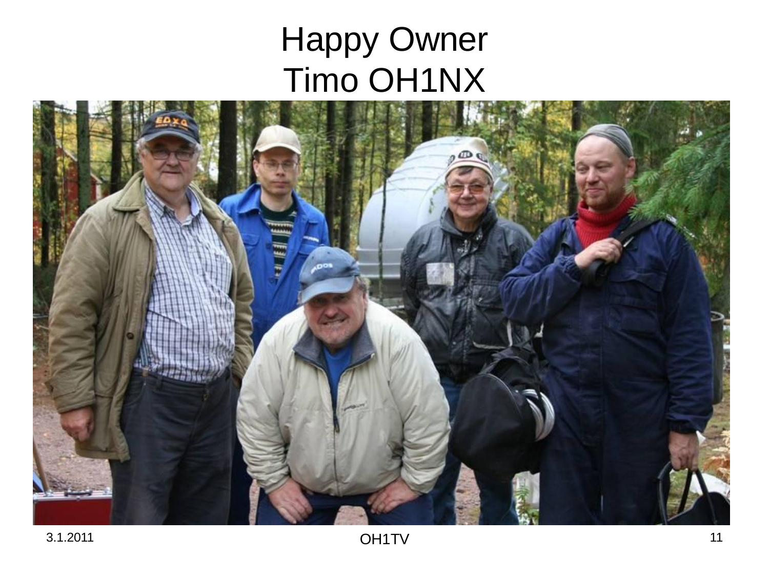# Happy Owner
# Timo OH1NX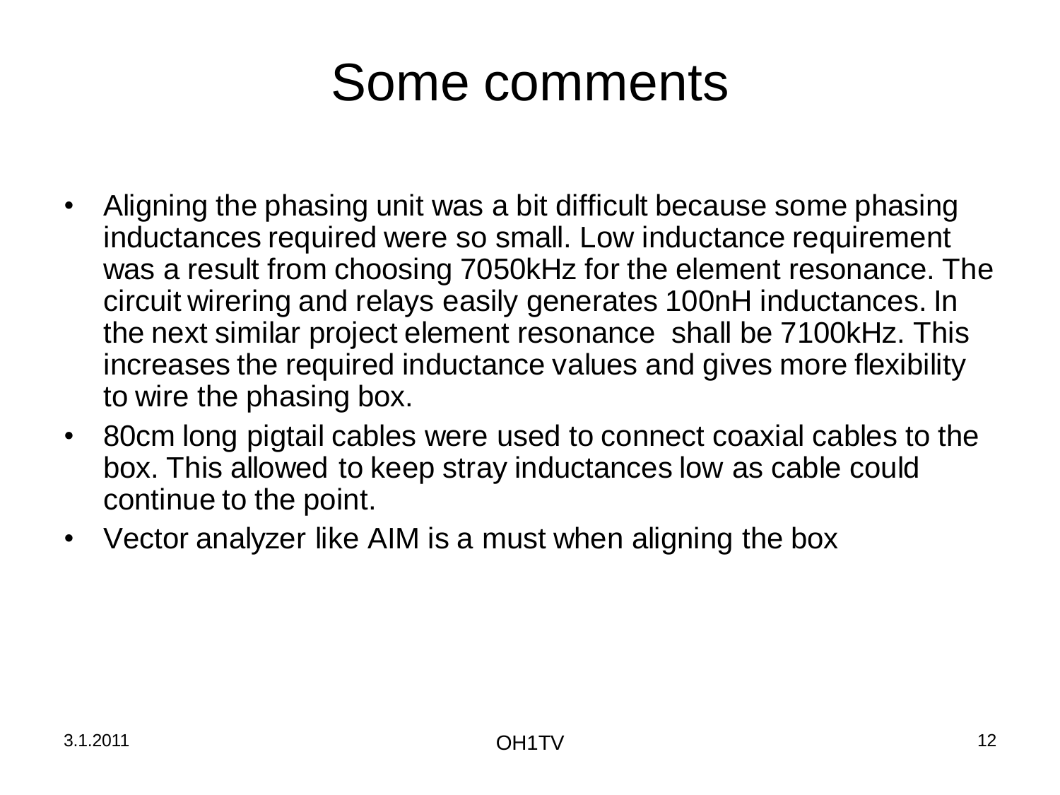# Some comments

- Aligning the phasing unit was a bit difficult because some phasing inductances required were so small. Low inductance requirement was a result from choosing 7050kHz for the element resonance. The circuit wirering and relays easily generates 100nH inductances. In the next similar project element resonance  shall be 7100kHz. This increases the required inductance values and gives more flexibility to wire the phasing box.
- 80cm long pigtail cables were used to connect coaxial cables to the box. This allowed to keep stray inductances low as cable could continue to the point.
- Vector analyzer like AIM is a must when aligning the box